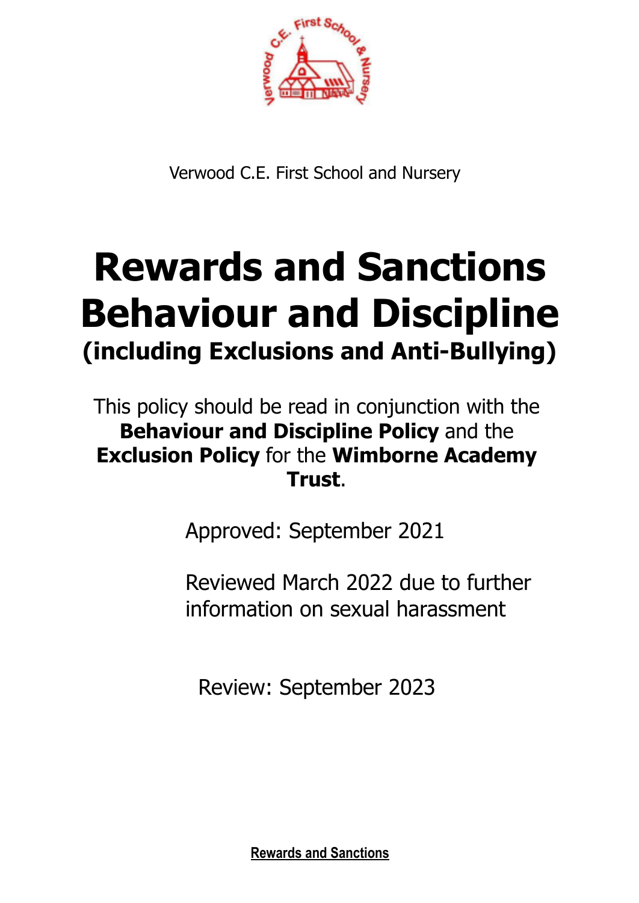Verwood C.E. First School and Nursery

# Rewards and Sanctions Behaviour and Discipline

## (including Exclusions and Anti-Bullying)

This policy should be read in conjunction with the **Behaviour and Discipline Policy** and the **Exclusion Policy** for the **Wimborne Academy Trust**.

Approved: September 2021

Reviewed March 2022 due to further information on sexual harassment

Review: September 2023

**Rewards and Sanctions**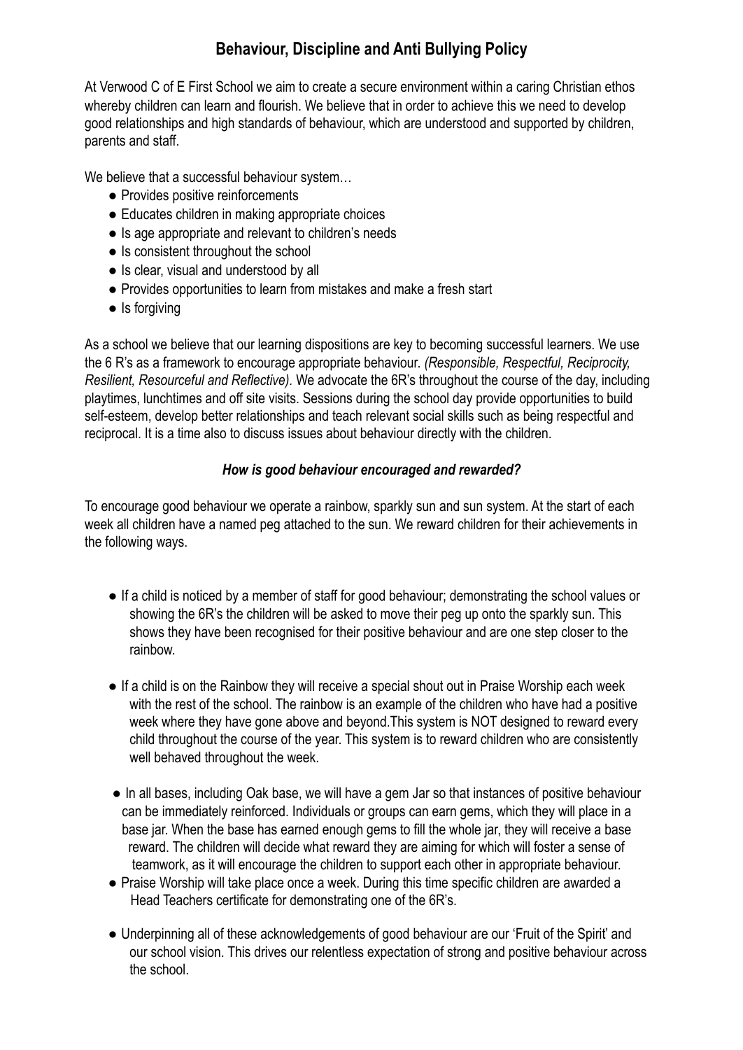## Behaviour, Discipline and Anti Bullying Policy

At Verwood C of E First School we aim to create a secure environment within a caring Christian ethos whereby children can learn and flourish. We believe that in order to achieve this we need to develop good relationships and high standards of behaviour, which are understood and supported by children, parents and staff.

We believe that a successful behaviour system…

- Provides positive reinforcements
- Educates children in making appropriate choices
- Is age appropriate and relevant to children's needs
- Is consistent throughout the school
- Is clear, visual and understood by all
- Provides opportunities to learn from mistakes and make a fresh start
- Is forgiving

As a school we believe that our learning dispositions are key to becoming successful learners. We use the 6 R's as a framework to encourage appropriate behaviour. *(Responsible, Respectful, Reciprocity, Resilient, Resourceful and Reflective).* We advocate the 6R's throughout the course of the day, including playtimes, lunchtimes and off site visits. Sessions during the school day provide opportunities to build self-esteem, develop better relationships and teach relevant social skills such as being respectful and reciprocal. It is a time also to discuss issues about behaviour directly with the children.

### *How is good behaviour encouraged and rewarded?*

To encourage good behaviour we operate a rainbow, sparkly sun and sun system. At the start of each week all children have a named peg attached to the sun. We reward children for their achievements in the following ways.

- If a child is noticed by a member of staff for good behaviour; demonstrating the school values or showing the 6R's the children will be asked to move their peg up onto the sparkly sun. This shows they have been recognised for their positive behaviour and are one step closer to the rainbow.

- If a child is on the Rainbow they will receive a special shout out in Praise Worship each week with the rest of the school. The rainbow is an example of the children who have had a positive week where they have gone above and beyond.This system is NOT designed to reward every child throughout the course of the year. This system is to reward children who are consistently well behaved throughout the week.

- In all bases, including Oak base, we will have a gem Jar so that instances of positive behaviour can be immediately reinforced. Individuals or groups can earn gems, which they will place in a base jar. When the base has earned enough gems to fill the whole jar, they will receive a base reward. The children will decide what reward they are aiming for which will foster a sense of teamwork, as it will encourage the children to support each other in appropriate behaviour.
- Praise Worship will take place once a week. During this time specific children are awarded a Head Teachers certificate for demonstrating one of the 6R's.

- Underpinning all of these acknowledgements of good behaviour are our 'Fruit of the Spirit' and our school vision. This drives our relentless expectation of strong and positive behaviour across the school.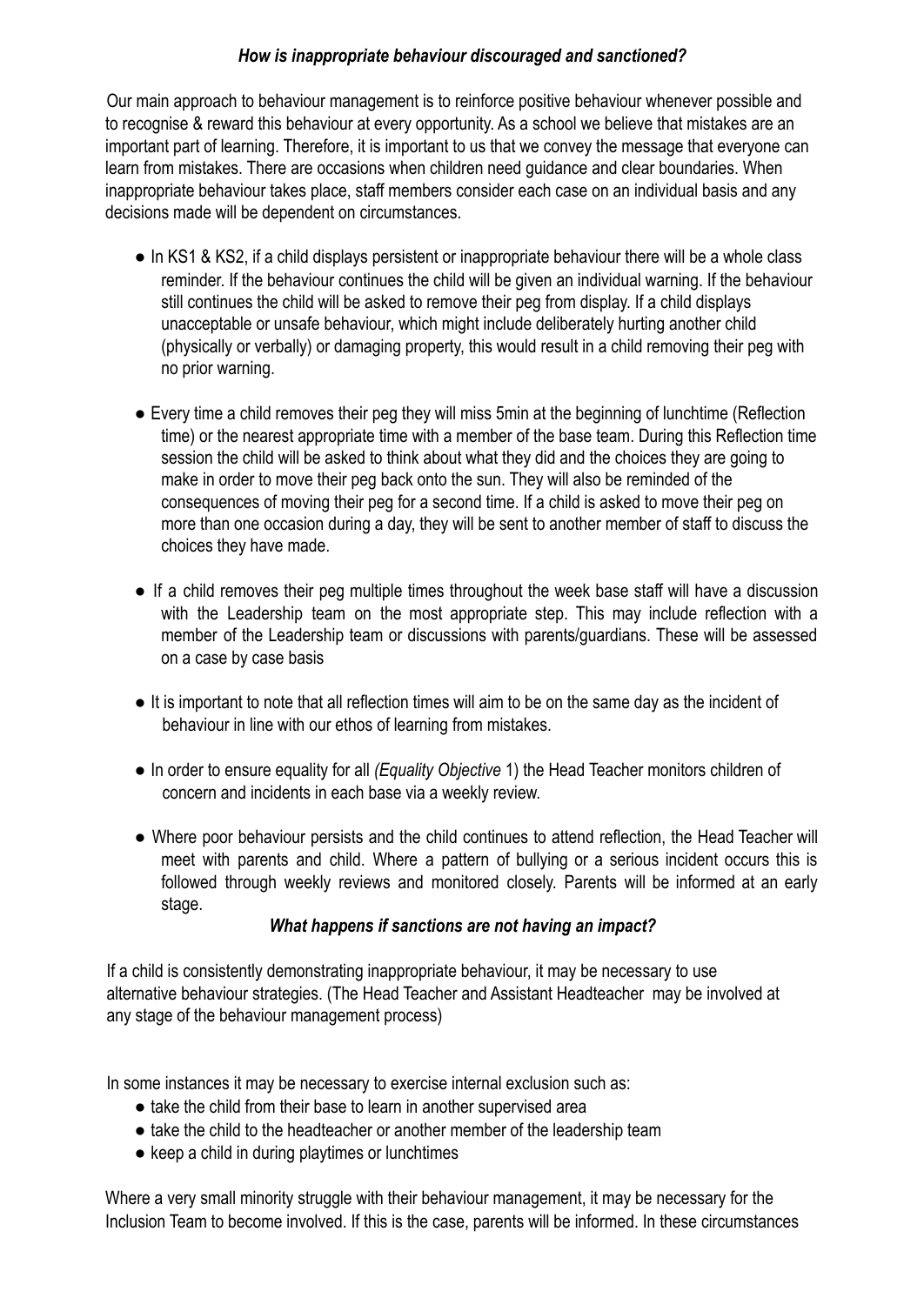### *How is inappropriate behaviour discouraged and sanctioned?*

Our main approach to behaviour management is to reinforce positive behaviour whenever possible and to recognise & reward this behaviour at every opportunity. As a school we believe that mistakes are an important part of learning. Therefore, it is important to us that we convey the message that everyone can learn from mistakes. There are occasions when children need guidance and clear boundaries. When inappropriate behaviour takes place, staff members consider each case on an individual basis and any decisions made will be dependent on circumstances.

- In KS1 & KS2, if a child displays persistent or inappropriate behaviour there will be a whole class reminder. If the behaviour continues the child will be given an individual warning. If the behaviour still continues the child will be asked to remove their peg from display. If a child displays unacceptable or unsafe behaviour, which might include deliberately hurting another child (physically or verbally) or damaging property, this would result in a child removing their peg with no prior warning.

- Every time a child removes their peg they will miss 5min at the beginning of lunchtime (Reflection time) or the nearest appropriate time with a member of the base team. During this Reflection time session the child will be asked to think about what they did and the choices they are going to make in order to move their peg back onto the sun. They will also be reminded of the consequences of moving their peg for a second time. If a child is asked to move their peg on more than one occasion during a day, they will be sent to another member of staff to discuss the choices they have made.

- If a child removes their peg multiple times throughout the week base staff will have a discussion with the Leadership team on the most appropriate step. This may include reflection with a member of the Leadership team or discussions with parents/guardians. These will be assessed on a case by case basis

- It is important to note that all reflection times will aim to be on the same day as the incident of behaviour in line with our ethos of learning from mistakes.

- In order to ensure equality for all *(Equality Objective* 1) the Head Teacher monitors children of concern and incidents in each base via a weekly review.

- Where poor behaviour persists and the child continues to attend reflection, the Head Teacher will meet with parents and child. Where a pattern of bullying or a serious incident occurs this is followed through weekly reviews and monitored closely. Parents will be informed at an early stage.

### *What happens if sanctions are not having an impact?*

If a child is consistently demonstrating inappropriate behaviour, it may be necessary to use alternative behaviour strategies. (The Head Teacher and Assistant Headteacher may be involved at any stage of the behaviour management process)

In some instances it may be necessary to exercise internal exclusion such as:

- take the child from their base to learn in another supervised area
- take the child to the headteacher or another member of the leadership team
- keep a child in during playtimes or lunchtimes

Where a very small minority struggle with their behaviour management, it may be necessary for the Inclusion Team to become involved. If this is the case, parents will be informed. In these circumstances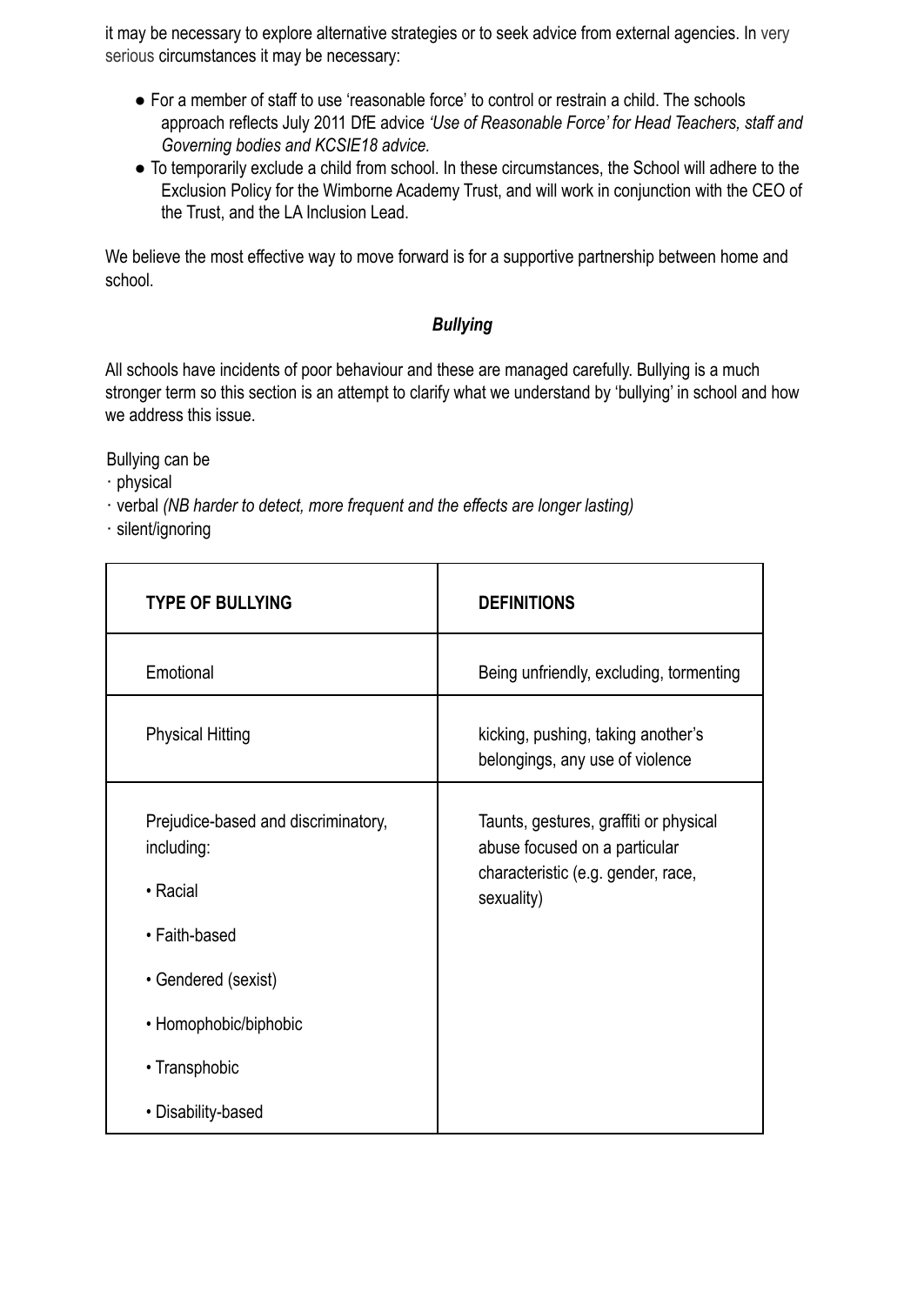it may be necessary to explore alternative strategies or to seek advice from external agencies. In very serious circumstances it may be necessary:

- For a member of staff to use 'reasonable force' to control or restrain a child. The schools approach reflects July 2011 DfE advice *'Use of Reasonable Force' for Head Teachers, staff and Governing bodies and KCSIE18 advice.*
- To temporarily exclude a child from school. In these circumstances, the School will adhere to the Exclusion Policy for the Wimborne Academy Trust, and will work in conjunction with the CEO of the Trust, and the LA Inclusion Lead.

We believe the most effective way to move forward is for a supportive partnership between home and school.

### ***Bullying***

All schools have incidents of poor behaviour and these are managed carefully. Bullying is a much stronger term so this section is an attempt to clarify what we understand by 'bullying' in school and how we address this issue.

Bullying can be
· physical
· verbal *(NB harder to detect, more frequent and the effects are longer lasting)*
· silent/ignoring

| TYPE OF BULLYING | DEFINITIONS |
|---|---|
| Emotional | Being unfriendly, excluding, tormenting |
| Physical Hitting | kicking, pushing, taking another's belongings, any use of violence |
| Prejudice-based and discriminatory, including:<br>• Racial<br>• Faith-based<br>• Gendered (sexist)<br>• Homophobic/biphobic<br>• Transphobic<br>• Disability-based | Taunts, gestures, graffiti or physical abuse focused on a particular characteristic (e.g. gender, race, sexuality) |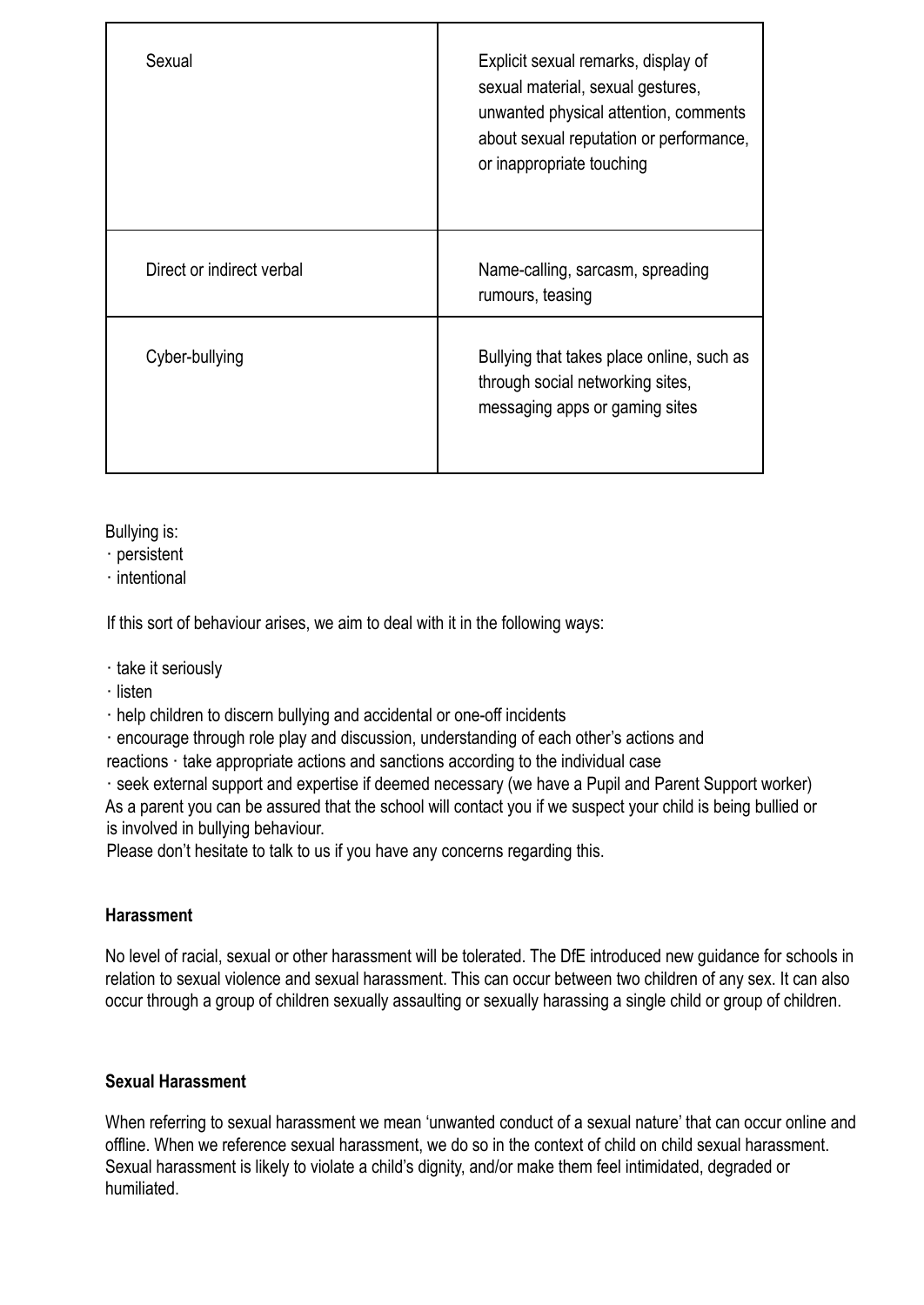| | |
|---|---|
| Sexual | Explicit sexual remarks, display of sexual material, sexual gestures, unwanted physical attention, comments about sexual reputation or performance, or inappropriate touching |
| Direct or indirect verbal | Name-calling, sarcasm, spreading rumours, teasing |
| Cyber-bullying | Bullying that takes place online, such as through social networking sites, messaging apps or gaming sites |

Bullying is:

- persistent
- intentional

If this sort of behaviour arises, we aim to deal with it in the following ways:

- take it seriously
- listen
- help children to discern bullying and accidental or one-off incidents
- encourage through role play and discussion, understanding of each other's actions and reactions
- take appropriate actions and sanctions according to the individual case
- seek external support and expertise if deemed necessary (we have a Pupil and Parent Support worker)

As a parent you can be assured that the school will contact you if we suspect your child is being bullied or is involved in bullying behaviour.

Please don't hesitate to talk to us if you have any concerns regarding this.

**Harassment**

No level of racial, sexual or other harassment will be tolerated. The DfE introduced new guidance for schools in relation to sexual violence and sexual harassment. This can occur between two children of any sex. It can also occur through a group of children sexually assaulting or sexually harassing a single child or group of children.

**Sexual Harassment**

When referring to sexual harassment we mean 'unwanted conduct of a sexual nature' that can occur online and offline. When we reference sexual harassment, we do so in the context of child on child sexual harassment. Sexual harassment is likely to violate a child's dignity, and/or make them feel intimidated, degraded or humiliated.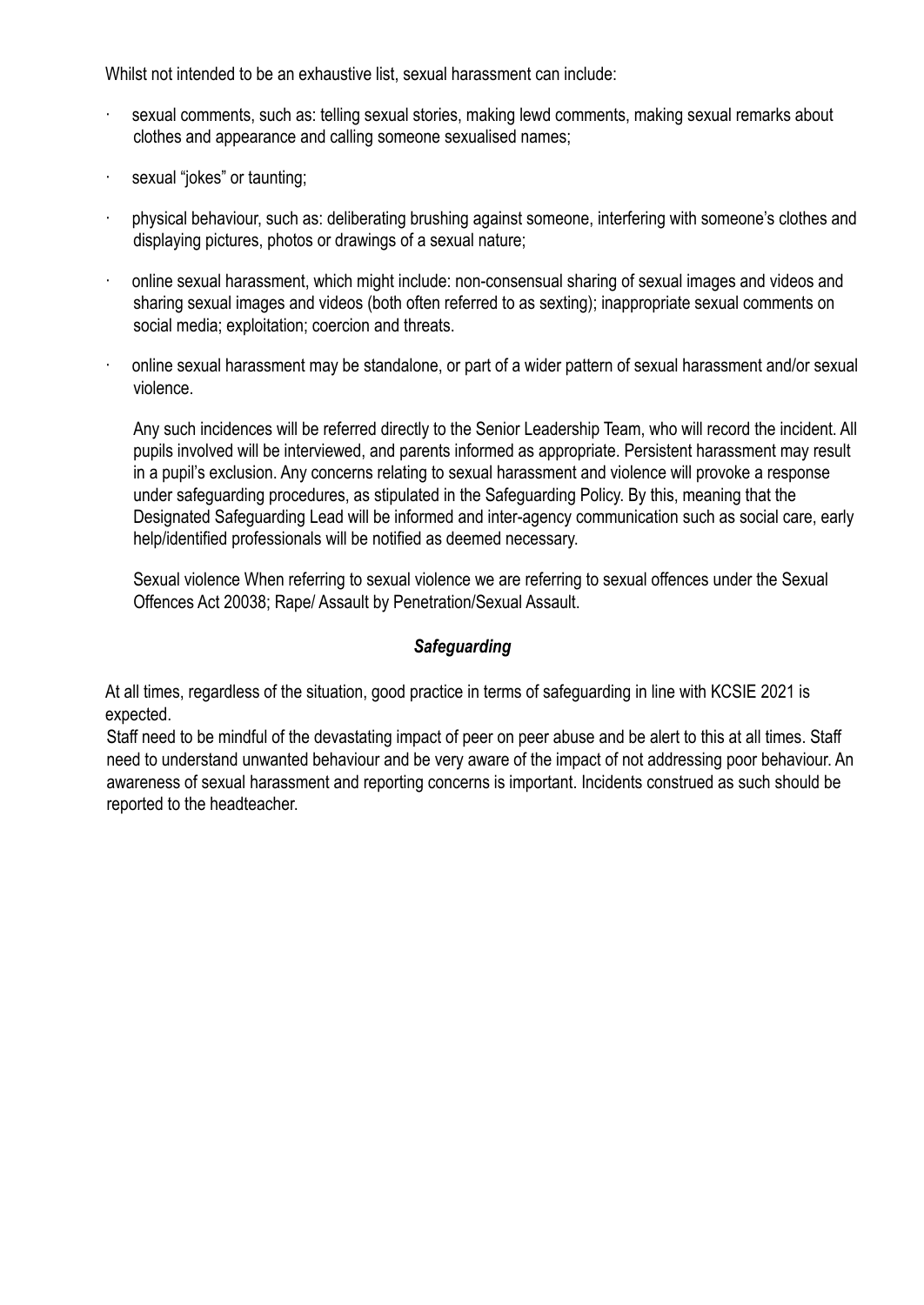Whilst not intended to be an exhaustive list, sexual harassment can include:

- sexual comments, such as: telling sexual stories, making lewd comments, making sexual remarks about clothes and appearance and calling someone sexualised names;
- sexual "jokes" or taunting;
- physical behaviour, such as: deliberating brushing against someone, interfering with someone's clothes and displaying pictures, photos or drawings of a sexual nature;
- online sexual harassment, which might include: non-consensual sharing of sexual images and videos and sharing sexual images and videos (both often referred to as sexting); inappropriate sexual comments on social media; exploitation; coercion and threats.
- online sexual harassment may be standalone, or part of a wider pattern of sexual harassment and/or sexual violence.

  Any such incidences will be referred directly to the Senior Leadership Team, who will record the incident. All pupils involved will be interviewed, and parents informed as appropriate. Persistent harassment may result in a pupil's exclusion. Any concerns relating to sexual harassment and violence will provoke a response under safeguarding procedures, as stipulated in the Safeguarding Policy. By this, meaning that the Designated Safeguarding Lead will be informed and inter-agency communication such as social care, early help/identified professionals will be notified as deemed necessary.

  Sexual violence When referring to sexual violence we are referring to sexual offences under the Sexual Offences Act 20038; Rape/ Assault by Penetration/Sexual Assault.

## *Safeguarding*

At all times, regardless of the situation, good practice in terms of safeguarding in line with KCSIE 2021 is expected.

Staff need to be mindful of the devastating impact of peer on peer abuse and be alert to this at all times. Staff need to understand unwanted behaviour and be very aware of the impact of not addressing poor behaviour. An awareness of sexual harassment and reporting concerns is important. Incidents construed as such should be reported to the headteacher.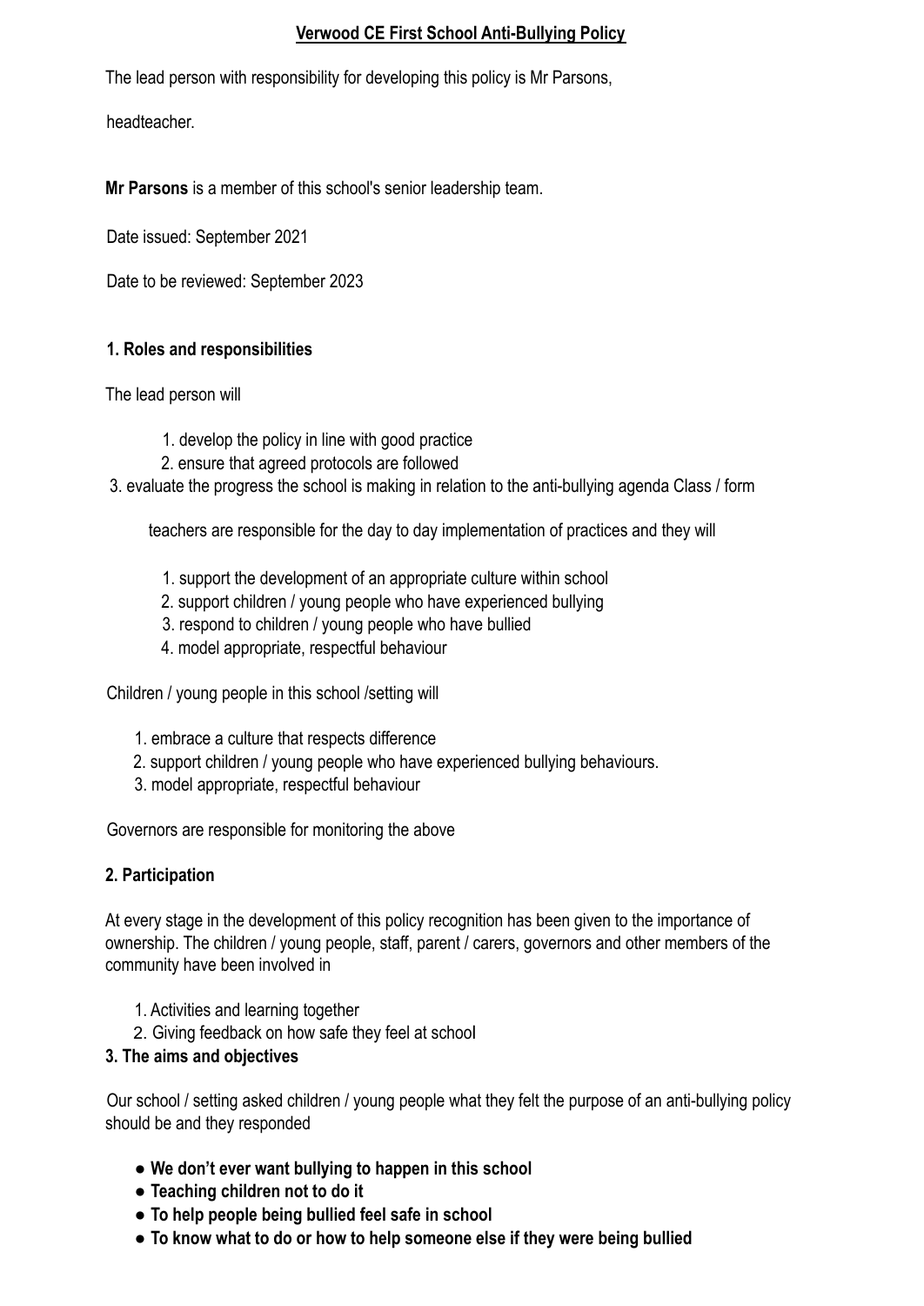**Verwood CE First School Anti-Bullying Policy**

The lead person with responsibility for developing this policy is Mr Parsons,

headteacher.

**Mr Parsons** is a member of this school's senior leadership team.

Date issued: September 2021

Date to be reviewed: September 2023

### 1. Roles and responsibilities

The lead person will

1. develop the policy in line with good practice
2. ensure that agreed protocols are followed
3. evaluate the progress the school is making in relation to the anti-bullying agenda Class / form

teachers are responsible for the day to day implementation of practices and they will

1. support the development of an appropriate culture within school
2. support children / young people who have experienced bullying
3. respond to children / young people who have bullied
4. model appropriate, respectful behaviour

Children / young people in this school /setting will

1. embrace a culture that respects difference
2. support children / young people who have experienced bullying behaviours.
3. model appropriate, respectful behaviour

Governors are responsible for monitoring the above

### 2. Participation

At every stage in the development of this policy recognition has been given to the importance of ownership. The children / young people, staff, parent / carers, governors and other members of the community have been involved in

1. Activities and learning together
2. Giving feedback on how safe they feel at school

### 3. The aims and objectives

Our school / setting asked children / young people what they felt the purpose of an anti-bullying policy should be and they responded

- **We don't ever want bullying to happen in this school**
- **Teaching children not to do it**
- **To help people being bullied feel safe in school**
- **To know what to do or how to help someone else if they were being bullied**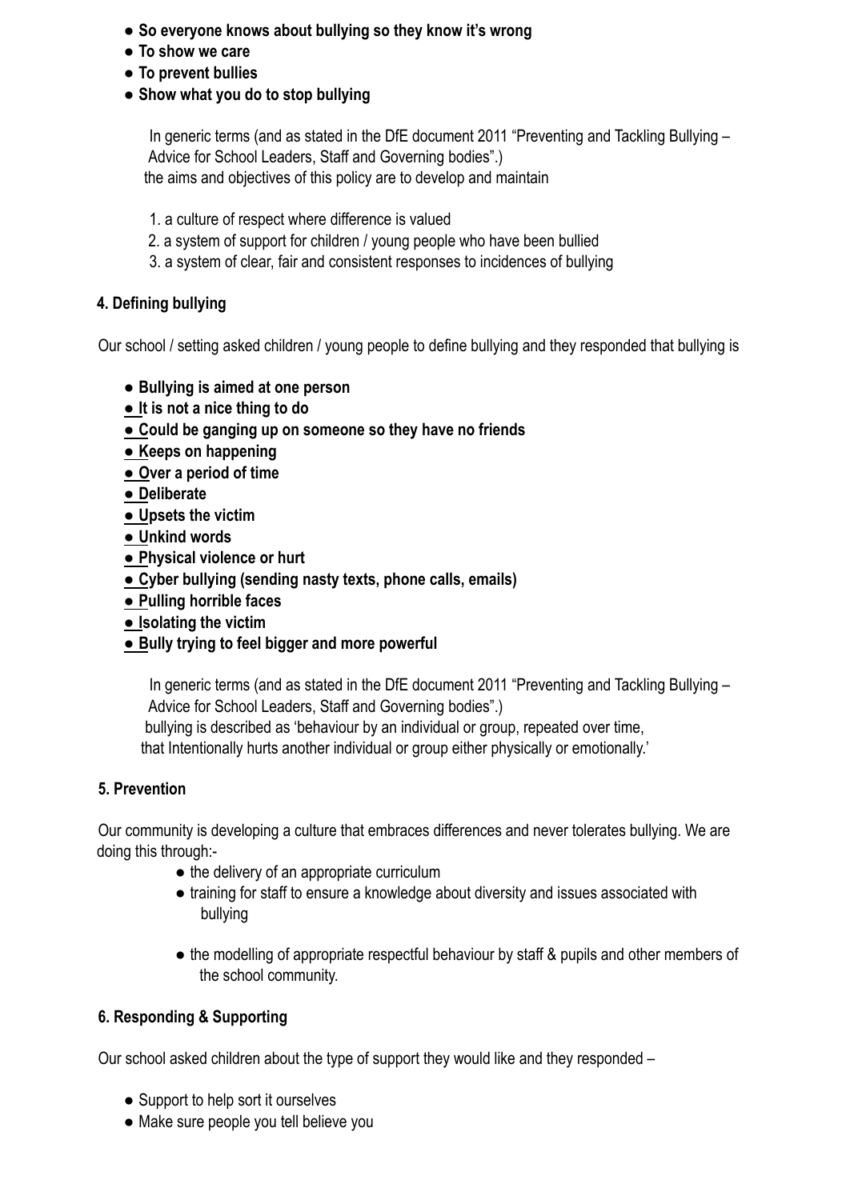- **So everyone knows about bullying so they know it's wrong**
- **To show we care**
- **To prevent bullies**
- **Show what you do to stop bullying**

In generic terms (and as stated in the DfE document 2011 "Preventing and Tackling Bullying – Advice for School Leaders, Staff and Governing bodies".) the aims and objectives of this policy are to develop and maintain

1. a culture of respect where difference is valued
2. a system of support for children / young people who have been bullied
3. a system of clear, fair and consistent responses to incidences of bullying

## 4. Defining bullying

Our school / setting asked children / young people to define bullying and they responded that bullying is

- **Bullying is aimed at one person**
- **It is not a nice thing to do**
- **Could be ganging up on someone so they have no friends**
- **Keeps on happening**
- **Over a period of time**
- **Deliberate**
- **Upsets the victim**
- **Unkind words**
- **Physical violence or hurt**
- **Cyber bullying (sending nasty texts, phone calls, emails)**
- **Pulling horrible faces**
- **Isolating the victim**
- **Bully trying to feel bigger and more powerful**

In generic terms (and as stated in the DfE document 2011 "Preventing and Tackling Bullying – Advice for School Leaders, Staff and Governing bodies".) bullying is described as 'behaviour by an individual or group, repeated over time, that Intentionally hurts another individual or group either physically or emotionally.'

## 5. Prevention

Our community is developing a culture that embraces differences and never tolerates bullying. We are doing this through:-

- the delivery of an appropriate curriculum
- training for staff to ensure a knowledge about diversity and issues associated with bullying
- the modelling of appropriate respectful behaviour by staff & pupils and other members of the school community.

## 6. Responding & Supporting

Our school asked children about the type of support they would like and they responded –

- Support to help sort it ourselves
- Make sure people you tell believe you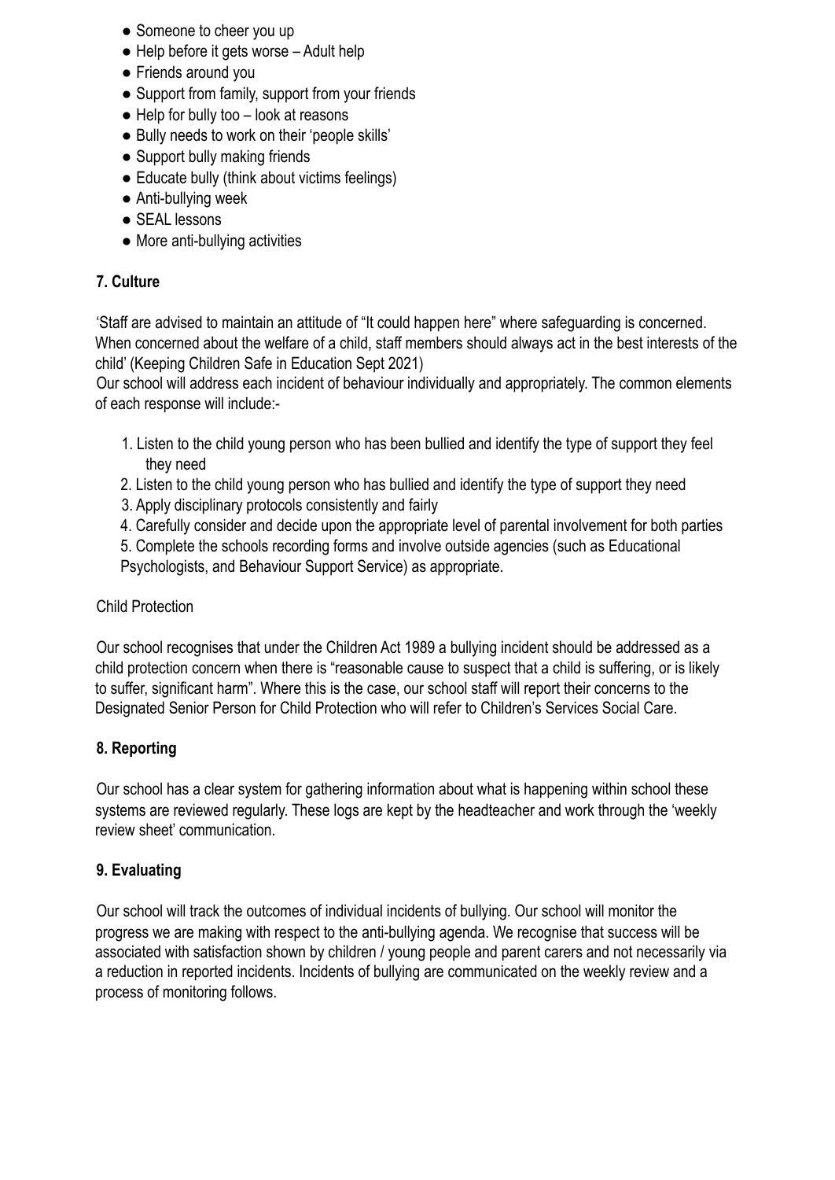- Someone to cheer you up
- Help before it gets worse – Adult help
- Friends around you
- Support from family, support from your friends
- Help for bully too – look at reasons
- Bully needs to work on their 'people skills'
- Support bully making friends
- Educate bully (think about victims feelings)
- Anti-bullying week
- SEAL lessons
- More anti-bullying activities

## 7. Culture

'Staff are advised to maintain an attitude of "It could happen here" where safeguarding is concerned. When concerned about the welfare of a child, staff members should always act in the best interests of the child' (Keeping Children Safe in Education Sept 2021)

Our school will address each incident of behaviour individually and appropriately. The common elements of each response will include:-

1. Listen to the child young person who has been bullied and identify the type of support they feel they need
2. Listen to the child young person who has bullied and identify the type of support they need
3. Apply disciplinary protocols consistently and fairly
4. Carefully consider and decide upon the appropriate level of parental involvement for both parties
5. Complete the schools recording forms and involve outside agencies (such as Educational Psychologists, and Behaviour Support Service) as appropriate.

Child Protection

Our school recognises that under the Children Act 1989 a bullying incident should be addressed as a child protection concern when there is "reasonable cause to suspect that a child is suffering, or is likely to suffer, significant harm". Where this is the case, our school staff will report their concerns to the Designated Senior Person for Child Protection who will refer to Children's Services Social Care.

## 8. Reporting

Our school has a clear system for gathering information about what is happening within school these systems are reviewed regularly. These logs are kept by the headteacher and work through the 'weekly review sheet' communication.

## 9. Evaluating

Our school will track the outcomes of individual incidents of bullying. Our school will monitor the progress we are making with respect to the anti-bullying agenda. We recognise that success will be associated with satisfaction shown by children / young people and parent carers and not necessarily via a reduction in reported incidents. Incidents of bullying are communicated on the weekly review and a process of monitoring follows.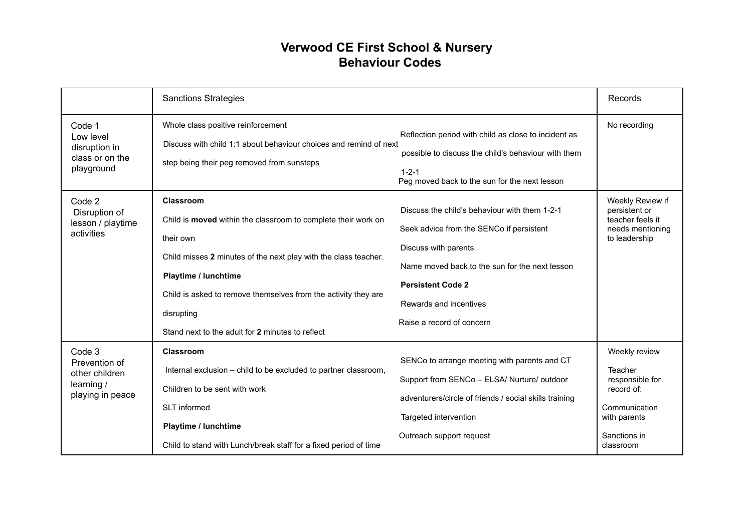# Verwood CE First School & Nursery
# Behaviour Codes

| | Sanctions Strategies | | Records |
|---|---|---|---|
| Code 1<br>Low level disruption in class or on the playground | Whole class positive reinforcement<br>Discuss with child 1:1 about behaviour choices and remind of next step being their peg removed from sunsteps | Reflection period with child as close to incident as possible to discuss the child's behaviour with them 1-2-1<br>Peg moved back to the sun for the next lesson | No recording |
| Code 2<br>Disruption of lesson / playtime activities | **Classroom**<br>Child is **moved** within the classroom to complete their work on their own<br>Child misses **2** minutes of the next play with the class teacher.<br>**Playtime / lunchtime**<br>Child is asked to remove themselves from the activity they are disrupting<br>Stand next to the adult for **2** minutes to reflect | Discuss the child's behaviour with them 1-2-1<br>Seek advice from the SENCo if persistent<br>Discuss with parents<br>Name moved back to the sun for the next lesson<br>**Persistent Code 2**<br>Rewards and incentives<br>Raise a record of concern | Weekly Review if persistent or teacher feels it needs mentioning to leadership |
| Code 3<br>Prevention of other children learning / playing in peace | **Classroom**<br>Internal exclusion – child to be excluded to partner classroom,<br>Children to be sent with work<br>SLT informed<br>**Playtime / lunchtime**<br>Child to stand with Lunch/break staff for a fixed period of time | SENCo to arrange meeting with parents and CT<br>Support from SENCo – ELSA/ Nurture/ outdoor adventurers/circle of friends / social skills training<br>Targeted intervention<br>Outreach support request | Weekly review<br>Teacher responsible for record of:<br>Communication with parents<br>Sanctions in classroom |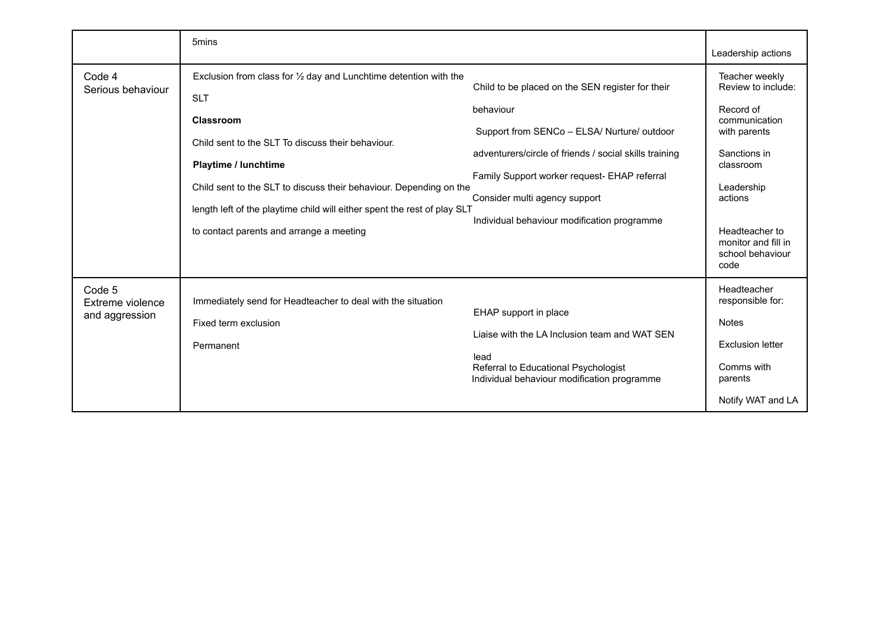| | | | |
|---|---|---|---|
| | 5mins | | Leadership actions |
| Code 4<br>Serious behaviour | Exclusion from class for ½ day and Lunchtime detention with the SLT<br><br>**Classroom**<br><br>Child sent to the SLT To discuss their behaviour.<br><br>**Playtime / lunchtime**<br><br>Child sent to the SLT to discuss their behaviour. Depending on the length left of the playtime child will either spent the rest of play SLT to contact parents and arrange a meeting | Child to be placed on the SEN register for their behaviour<br><br>Support from SENCo – ELSA/ Nurture/ outdoor adventurers/circle of friends / social skills training<br><br>Family Support worker request- EHAP referral<br><br>Consider multi agency support<br><br>Individual behaviour modification programme | Teacher weekly Review to include:<br><br>Record of communication with parents<br><br>Sanctions in classroom<br><br>Leadership actions<br><br>Headteacher to monitor and fill in school behaviour code |
| Code 5<br>Extreme violence and aggression | Immediately send for Headteacher to deal with the situation<br><br>Fixed term exclusion<br><br>Permanent | EHAP support in place<br><br>Liaise with the LA Inclusion team and WAT SEN lead<br><br>Referral to Educational Psychologist<br><br>Individual behaviour modification programme | Headteacher responsible for:<br><br>Notes<br><br>Exclusion letter<br><br>Comms with parents<br><br>Notify WAT and LA |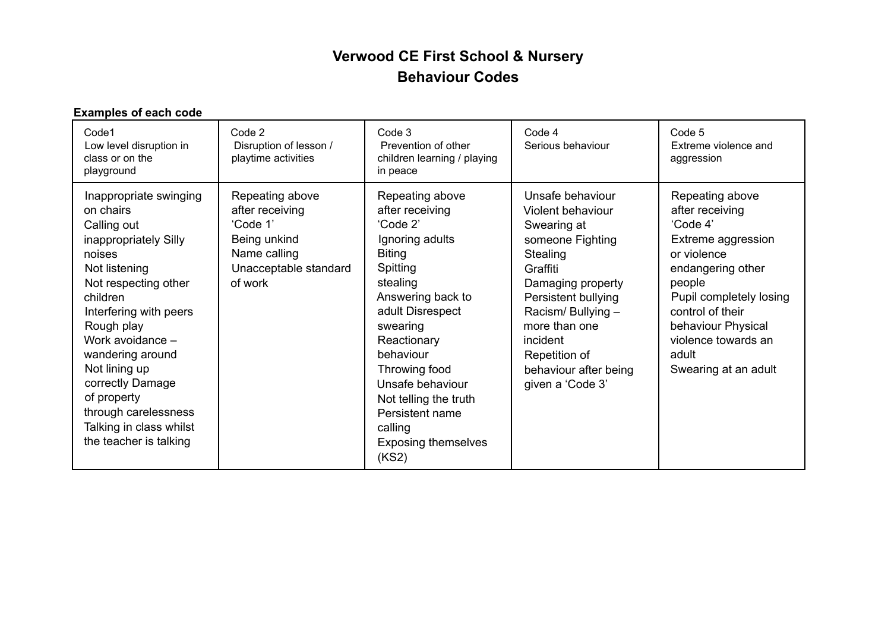# Verwood CE First School & Nursery
## Behaviour Codes

**Examples of each code**

| Code1<br>Low level disruption in class or on the playground | Code 2<br>Disruption of lesson / playtime activities | Code 3<br>Prevention of other children learning / playing in peace | Code 4<br>Serious behaviour | Code 5<br>Extreme violence and aggression |
|---|---|---|---|---|
| Inappropriate swinging on chairs<br>Calling out inappropriately Silly noises<br>Not listening<br>Not respecting other children<br>Interfering with peers<br>Rough play<br>Work avoidance – wandering around<br>Not lining up correctly Damage of property through carelessness<br>Talking in class whilst the teacher is talking | Repeating above after receiving 'Code 1'<br>Being unkind<br>Name calling<br>Unacceptable standard of work | Repeating above after receiving 'Code 2'<br>Ignoring adults<br>Biting<br>Spitting<br>stealing<br>Answering back to adult Disrespect<br>swearing<br>Reactionary behaviour<br>Throwing food<br>Unsafe behaviour<br>Not telling the truth<br>Persistent name calling<br>Exposing themselves (KS2) | Unsafe behaviour<br>Violent behaviour<br>Swearing at someone Fighting<br>Stealing<br>Graffiti<br>Damaging property<br>Persistent bullying<br>Racism/ Bullying – more than one incident<br>Repetition of behaviour after being given a 'Code 3' | Repeating above after receiving 'Code 4'<br>Extreme aggression or violence endangering other people<br>Pupil completely losing control of their behaviour Physical violence towards an adult<br>Swearing at an adult |